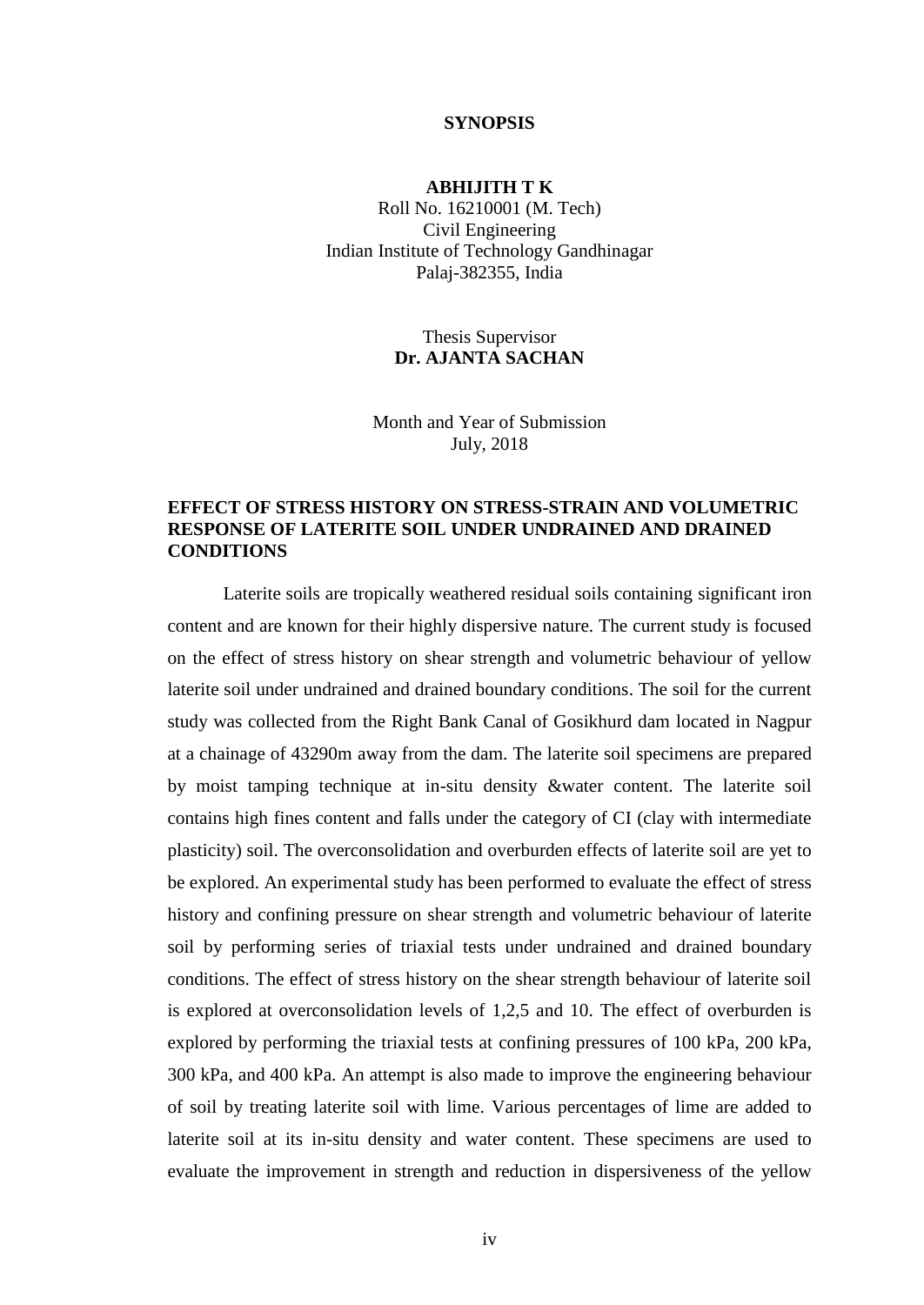# SYNOPSIS

**ABHIJITH T K**
Roll No. 16210001 (M. Tech)
Civil Engineering
Indian Institute of Technology Gandhinagar
Palaj-382355, India

Thesis Supervisor
**Dr. AJANTA SACHAN**

Month and Year of Submission
July, 2018

## EFFECT OF STRESS HISTORY ON STRESS-STRAIN AND VOLUMETRIC RESPONSE OF LATERITE SOIL UNDER UNDRAINED AND DRAINED CONDITIONS

Laterite soils are tropically weathered residual soils containing significant iron content and are known for their highly dispersive nature. The current study is focused on the effect of stress history on shear strength and volumetric behaviour of yellow laterite soil under undrained and drained boundary conditions. The soil for the current study was collected from the Right Bank Canal of Gosikhurd dam located in Nagpur at a chainage of 43290m away from the dam. The laterite soil specimens are prepared by moist tamping technique at in-situ density &water content. The laterite soil contains high fines content and falls under the category of CI (clay with intermediate plasticity) soil. The overconsolidation and overburden effects of laterite soil are yet to be explored. An experimental study has been performed to evaluate the effect of stress history and confining pressure on shear strength and volumetric behaviour of laterite soil by performing series of triaxial tests under undrained and drained boundary conditions. The effect of stress history on the shear strength behaviour of laterite soil is explored at overconsolidation levels of 1,2,5 and 10. The effect of overburden is explored by performing the triaxial tests at confining pressures of 100 kPa, 200 kPa, 300 kPa, and 400 kPa. An attempt is also made to improve the engineering behaviour of soil by treating laterite soil with lime. Various percentages of lime are added to laterite soil at its in-situ density and water content. These specimens are used to evaluate the improvement in strength and reduction in dispersiveness of the yellow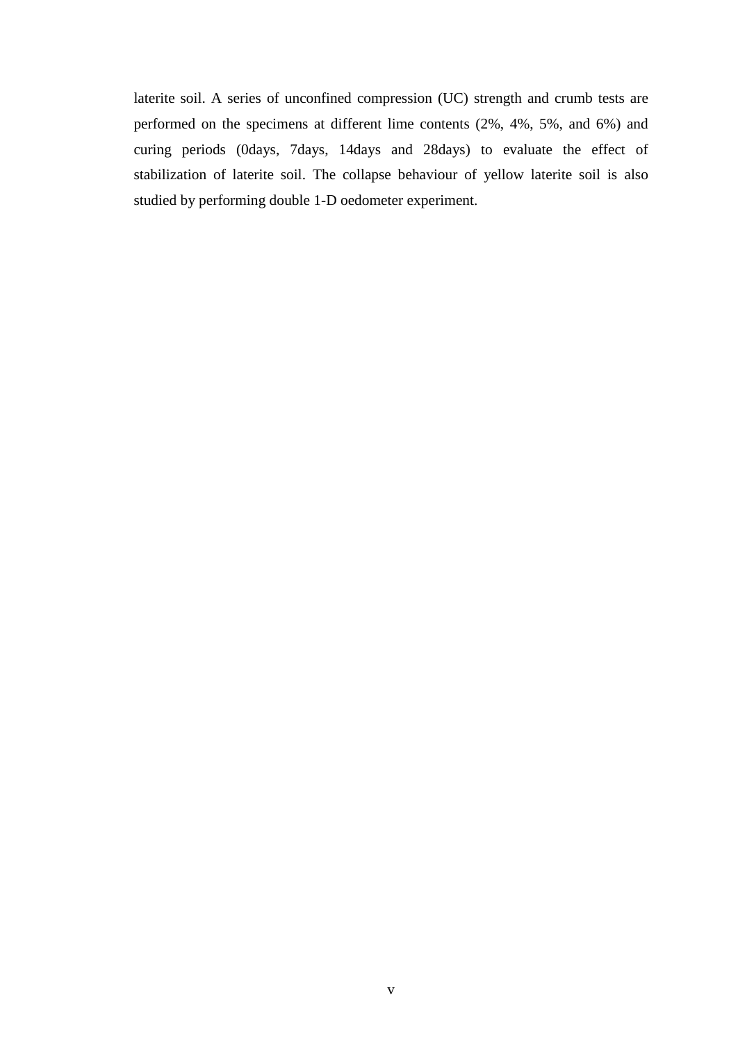laterite soil. A series of unconfined compression (UC) strength and crumb tests are performed on the specimens at different lime contents (2%, 4%, 5%, and 6%) and curing periods (0days, 7days, 14days and 28days) to evaluate the effect of stabilization of laterite soil. The collapse behaviour of yellow laterite soil is also studied by performing double 1-D oedometer experiment.